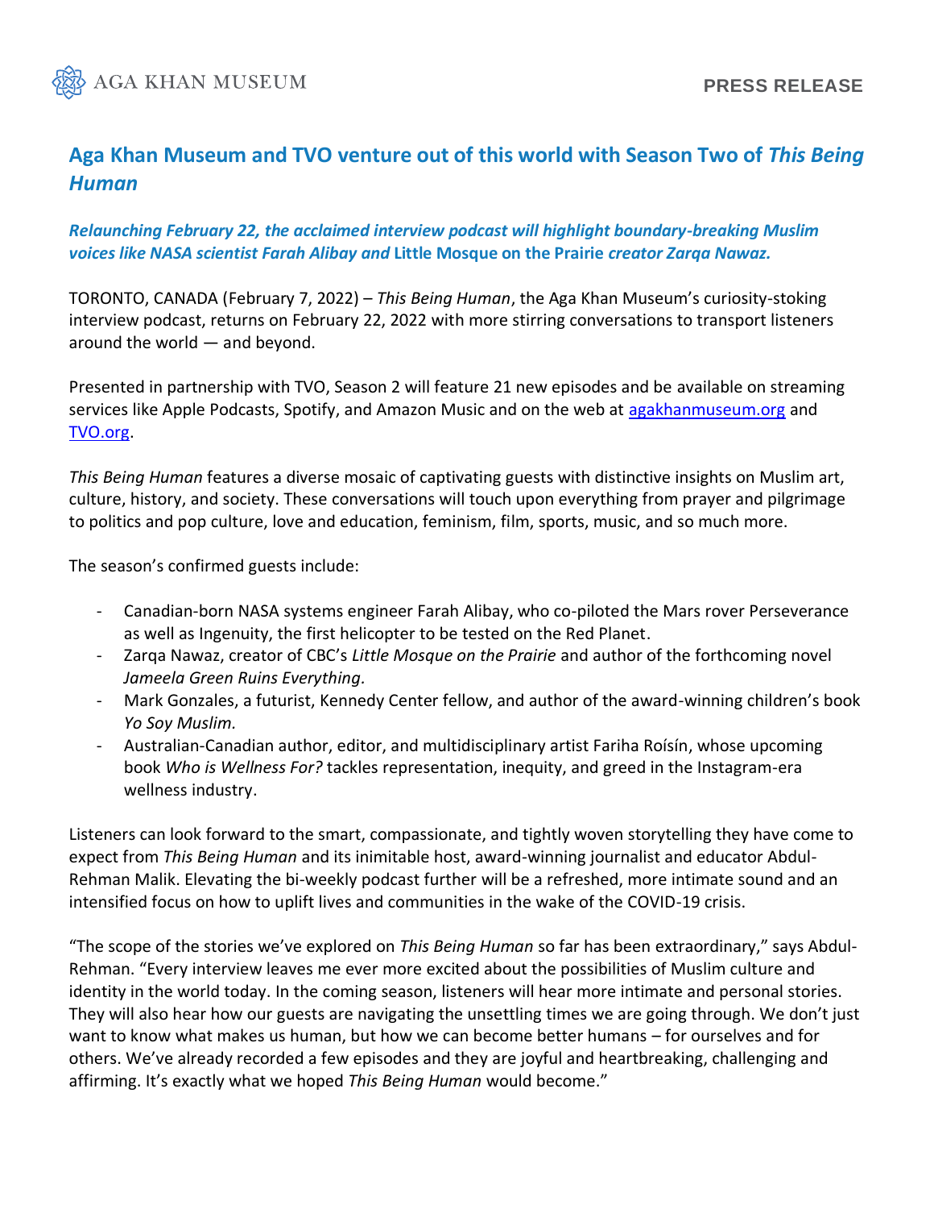AGA KHAN MUSEUM

PRESS RELEASE

# Aga Khan Museum and TVO venture out of this world with Season Two of *This Being Human*

***Relaunching February 22, the acclaimed interview podcast will highlight boundary-breaking Muslim voices like NASA scientist Farah Alibay and*** **Little Mosque on the Prairie** ***creator Zarqa Nawaz.***

TORONTO, CANADA (February 7, 2022) – *This Being Human*, the Aga Khan Museum's curiosity-stoking interview podcast, returns on February 22, 2022 with more stirring conversations to transport listeners around the world — and beyond.

Presented in partnership with TVO, Season 2 will feature 21 new episodes and be available on streaming services like Apple Podcasts, Spotify, and Amazon Music and on the web at [agakhanmuseum.org](agakhanmuseum.org) and [TVO.org](TVO.org).

*This Being Human* features a diverse mosaic of captivating guests with distinctive insights on Muslim art, culture, history, and society. These conversations will touch upon everything from prayer and pilgrimage to politics and pop culture, love and education, feminism, film, sports, music, and so much more.

The season's confirmed guests include:

- Canadian-born NASA systems engineer Farah Alibay, who co-piloted the Mars rover Perseverance as well as Ingenuity, the first helicopter to be tested on the Red Planet.
- Zarqa Nawaz, creator of CBC's *Little Mosque on the Prairie* and author of the forthcoming novel *Jameela Green Ruins Everything.*
- Mark Gonzales, a futurist, Kennedy Center fellow, and author of the award-winning children's book *Yo Soy Muslim.*
- Australian-Canadian author, editor, and multidisciplinary artist Fariha Roísín, whose upcoming book *Who is Wellness For?* tackles representation, inequity, and greed in the Instagram-era wellness industry.

Listeners can look forward to the smart, compassionate, and tightly woven storytelling they have come to expect from *This Being Human* and its inimitable host, award-winning journalist and educator Abdul-Rehman Malik. Elevating the bi-weekly podcast further will be a refreshed, more intimate sound and an intensified focus on how to uplift lives and communities in the wake of the COVID-19 crisis.

"The scope of the stories we've explored on *This Being Human* so far has been extraordinary," says Abdul-Rehman. "Every interview leaves me ever more excited about the possibilities of Muslim culture and identity in the world today. In the coming season, listeners will hear more intimate and personal stories. They will also hear how our guests are navigating the unsettling times we are going through. We don't just want to know what makes us human, but how we can become better humans – for ourselves and for others. We've already recorded a few episodes and they are joyful and heartbreaking, challenging and affirming. It's exactly what we hoped *This Being Human* would become."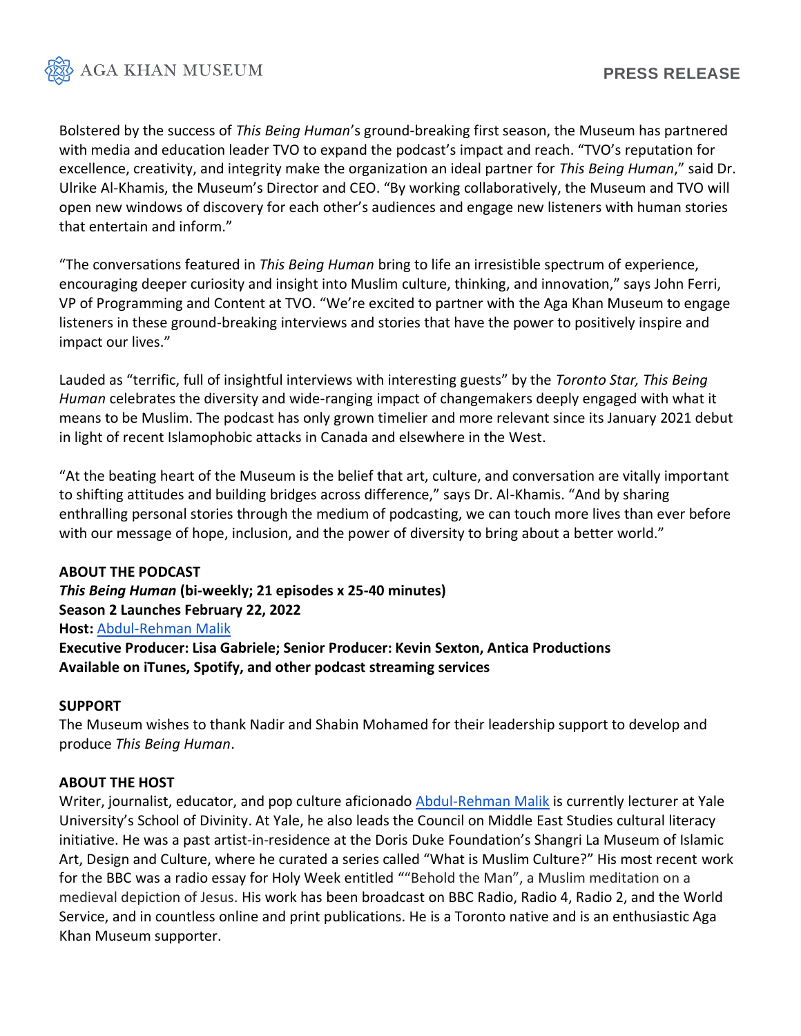Bolstered by the success of *This Being Human*'s ground-breaking first season, the Museum has partnered with media and education leader TVO to expand the podcast's impact and reach. "TVO's reputation for excellence, creativity, and integrity make the organization an ideal partner for *This Being Human*," said Dr. Ulrike Al-Khamis, the Museum's Director and CEO. "By working collaboratively, the Museum and TVO will open new windows of discovery for each other's audiences and engage new listeners with human stories that entertain and inform."

"The conversations featured in *This Being Human* bring to life an irresistible spectrum of experience, encouraging deeper curiosity and insight into Muslim culture, thinking, and innovation," says John Ferri, VP of Programming and Content at TVO. "We're excited to partner with the Aga Khan Museum to engage listeners in these ground-breaking interviews and stories that have the power to positively inspire and impact our lives."

Lauded as "terrific, full of insightful interviews with interesting guests" by the *Toronto Star, This Being Human* celebrates the diversity and wide-ranging impact of changemakers deeply engaged with what it means to be Muslim. The podcast has only grown timelier and more relevant since its January 2021 debut in light of recent Islamophobic attacks in Canada and elsewhere in the West.

"At the beating heart of the Museum is the belief that art, culture, and conversation are vitally important to shifting attitudes and building bridges across difference," says Dr. Al-Khamis. "And by sharing enthralling personal stories through the medium of podcasting, we can touch more lives than ever before with our message of hope, inclusion, and the power of diversity to bring about a better world."

**ABOUT THE PODCAST**

***This Being Human* (bi-weekly; 21 episodes x 25-40 minutes)**
**Season 2 Launches February 22, 2022**
**Host:** Abdul-Rehman Malik
**Executive Producer: Lisa Gabriele; Senior Producer: Kevin Sexton, Antica Productions**
**Available on iTunes, Spotify, and other podcast streaming services**

**SUPPORT**

The Museum wishes to thank Nadir and Shabin Mohamed for their leadership support to develop and produce *This Being Human*.

**ABOUT THE HOST**

Writer, journalist, educator, and pop culture aficionado Abdul-Rehman Malik is currently lecturer at Yale University's School of Divinity. At Yale, he also leads the Council on Middle East Studies cultural literacy initiative. He was a past artist-in-residence at the Doris Duke Foundation's Shangri La Museum of Islamic Art, Design and Culture, where he curated a series called "What is Muslim Culture?" His most recent work for the BBC was a radio essay for Holy Week entitled ""Behold the Man", a Muslim meditation on a medieval depiction of Jesus. His work has been broadcast on BBC Radio, Radio 4, Radio 2, and the World Service, and in countless online and print publications. He is a Toronto native and is an enthusiastic Aga Khan Museum supporter.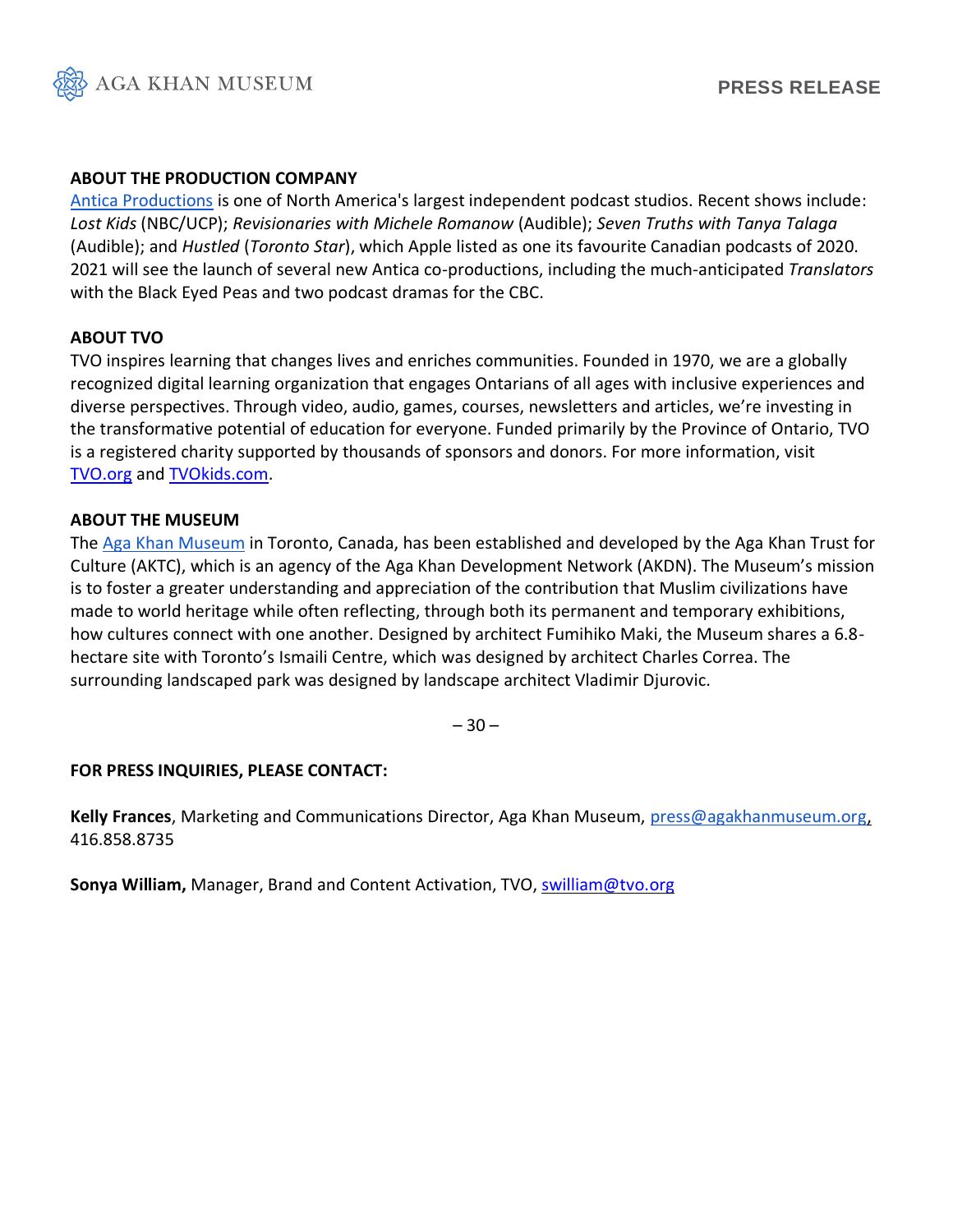## ABOUT THE PRODUCTION COMPANY

Antica Productions is one of North America's largest independent podcast studios. Recent shows include: *Lost Kids* (NBC/UCP); *Revisionaries with Michele Romanow* (Audible); *Seven Truths with Tanya Talaga* (Audible); and *Hustled* (*Toronto Star*), which Apple listed as one its favourite Canadian podcasts of 2020. 2021 will see the launch of several new Antica co-productions, including the much-anticipated *Translators* with the Black Eyed Peas and two podcast dramas for the CBC.

## ABOUT TVO

TVO inspires learning that changes lives and enriches communities. Founded in 1970, we are a globally recognized digital learning organization that engages Ontarians of all ages with inclusive experiences and diverse perspectives. Through video, audio, games, courses, newsletters and articles, we're investing in the transformative potential of education for everyone. Funded primarily by the Province of Ontario, TVO is a registered charity supported by thousands of sponsors and donors. For more information, visit TVO.org and TVOkids.com.

## ABOUT THE MUSEUM

The Aga Khan Museum in Toronto, Canada, has been established and developed by the Aga Khan Trust for Culture (AKTC), which is an agency of the Aga Khan Development Network (AKDN). The Museum's mission is to foster a greater understanding and appreciation of the contribution that Muslim civilizations have made to world heritage while often reflecting, through both its permanent and temporary exhibitions, how cultures connect with one another. Designed by architect Fumihiko Maki, the Museum shares a 6.8-hectare site with Toronto's Ismaili Centre, which was designed by architect Charles Correa. The surrounding landscaped park was designed by landscape architect Vladimir Djurovic.

– 30 –

**FOR PRESS INQUIRIES, PLEASE CONTACT:**

**Kelly Frances**, Marketing and Communications Director, Aga Khan Museum, press@agakhanmuseum.org, 416.858.8735

**Sonya William,** Manager, Brand and Content Activation, TVO, swilliam@tvo.org